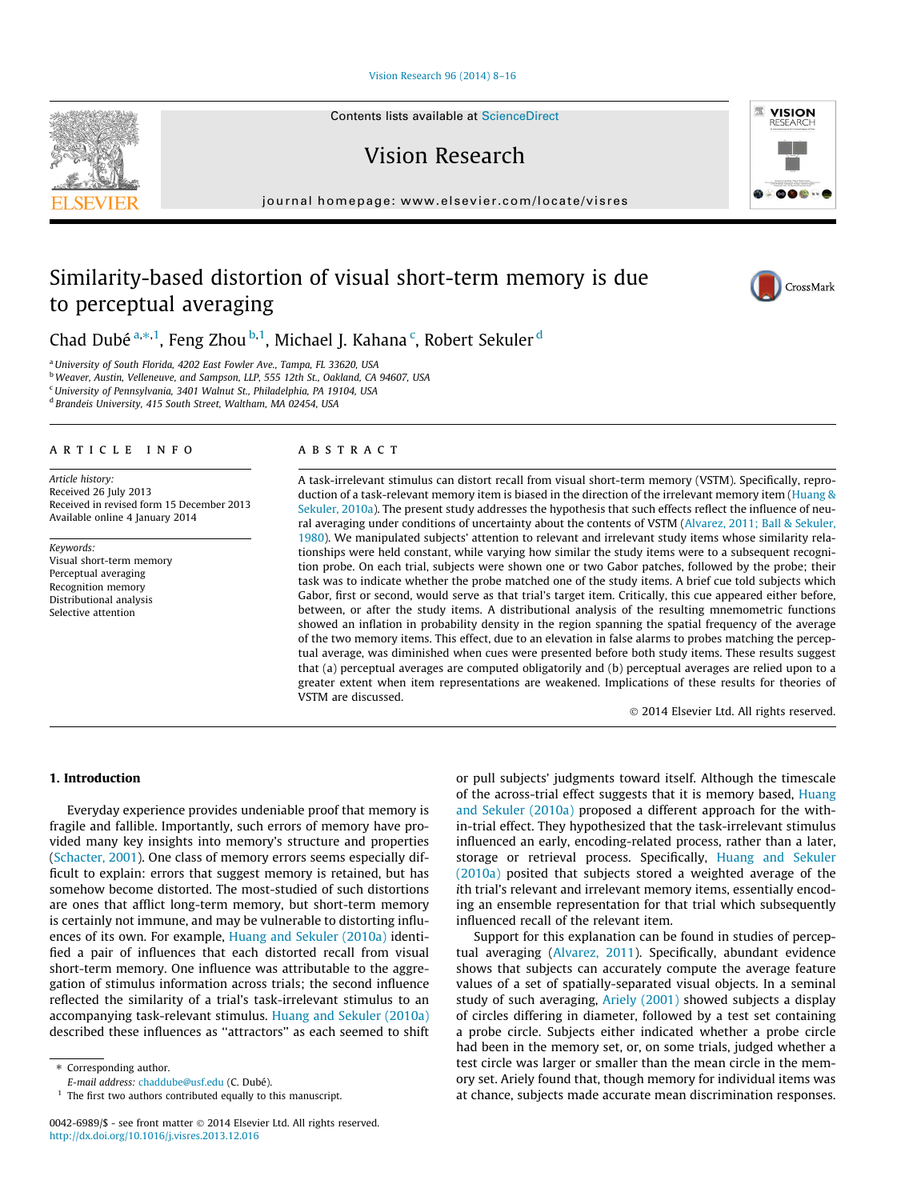# Similarity-based distortion of visual short-term memory is due to perceptual averaging

Chad Dubé [a,*,1], Feng Zhou [b,1], Michael J. Kahana [c], Robert Sekuler [d]

[a] University of South Florida, 4202 East Fowler Ave., Tampa, FL 33620, USA
[b] Weaver, Austin, Velleneuve, and Sampson, LLP, 555 12th St., Oakland, CA 94607, USA
[c] University of Pennsylvania, 3401 Walnut St., Philadelphia, PA 19104, USA
[d] Brandeis University, 415 South Street, Waltham, MA 02454, USA

## ARTICLE INFO

*Article history:*
Received 26 July 2013
Received in revised form 15 December 2013
Available online 4 January 2014

*Keywords:*
Visual short-term memory
Perceptual averaging
Recognition memory
Distributional analysis
Selective attention

## ABSTRACT

A task-irrelevant stimulus can distort recall from visual short-term memory (VSTM). Specifically, reproduction of a task-relevant memory item is biased in the direction of the irrelevant memory item (Huang & Sekuler, 2010a). The present study addresses the hypothesis that such effects reflect the influence of neural averaging under conditions of uncertainty about the contents of VSTM (Alvarez, 2011; Ball & Sekuler, 1980). We manipulated subjects' attention to relevant and irrelevant study items whose similarity relationships were held constant, while varying how similar the study items were to a subsequent recognition probe. On each trial, subjects were shown one or two Gabor patches, followed by the probe; their task was to indicate whether the probe matched one of the study items. A brief cue told subjects which Gabor, first or second, would serve as that trial's target item. Critically, this cue appeared either before, between, or after the study items. A distributional analysis of the resulting mnemometric functions showed an inflation in probability density in the region spanning the spatial frequency of the average of the two memory items. This effect, due to an elevation in false alarms to probes matching the perceptual average, was diminished when cues were presented before both study items. These results suggest that (a) perceptual averages are computed obligatorily and (b) perceptual averages are relied upon to a greater extent when item representations are weakened. Implications of these results for theories of VSTM are discussed.

© 2014 Elsevier Ltd. All rights reserved.

## 1. Introduction

Everyday experience provides undeniable proof that memory is fragile and fallible. Importantly, such errors of memory have provided many key insights into memory's structure and properties (Schacter, 2001). One class of memory errors seems especially difficult to explain: errors that suggest memory is retained, but has somehow become distorted. The most-studied of such distortions are ones that afflict long-term memory, but short-term memory is certainly not immune, and may be vulnerable to distorting influences of its own. For example, Huang and Sekuler (2010a) identified a pair of influences that each distorted recall from visual short-term memory. One influence was attributable to the aggregation of stimulus information across trials; the second influence reflected the similarity of a trial's task-irrelevant stimulus to an accompanying task-relevant stimulus. Huang and Sekuler (2010a) described these influences as "attractors" as each seemed to shift or pull subjects' judgments toward itself. Although the timescale of the across-trial effect suggests that it is memory based, Huang and Sekuler (2010a) proposed a different approach for the within-trial effect. They hypothesized that the task-irrelevant stimulus influenced an early, encoding-related process, rather than a later, storage or retrieval process. Specifically, Huang and Sekuler (2010a) posited that subjects stored a weighted average of the *i*th trial's relevant and irrelevant memory items, essentially encoding an ensemble representation for that trial which subsequently influenced recall of the relevant item.

Support for this explanation can be found in studies of perceptual averaging (Alvarez, 2011). Specifically, abundant evidence shows that subjects can accurately compute the average feature values of a set of spatially-separated visual objects. In a seminal study of such averaging, Ariely (2001) showed subjects a display of circles differing in diameter, followed by a test set containing a probe circle. Subjects either indicated whether a probe circle had been in the memory set, or, on some trials, judged whether a test circle was larger or smaller than the mean circle in the memory set. Ariely found that, though memory for individual items was at chance, subjects made accurate mean discrimination responses.

* Corresponding author.
E-mail address: chaddube@usf.edu (C. Dubé).
[1] The first two authors contributed equally to this manuscript.

0042-6989/$ - see front matter © 2014 Elsevier Ltd. All rights reserved.
http://dx.doi.org/10.1016/j.visres.2013.12.016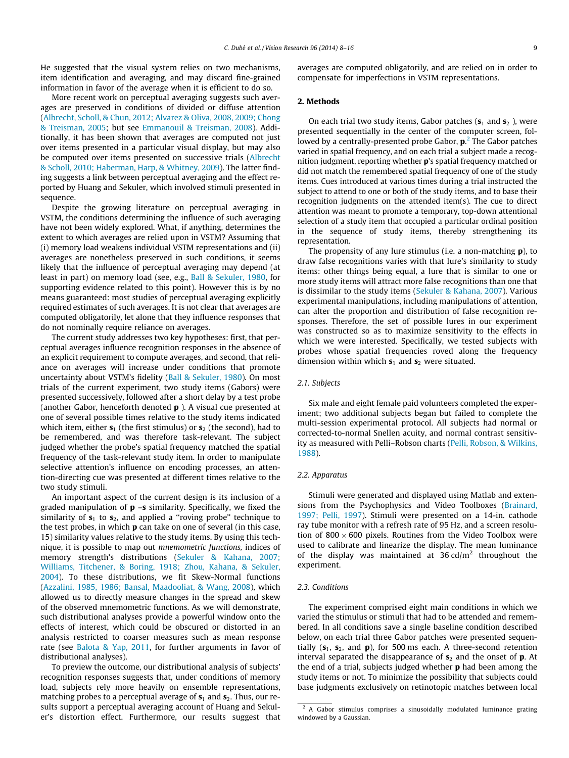He suggested that the visual system relies on two mechanisms, item identification and averaging, and may discard fine-grained information in favor of the average when it is efficient to do so.

More recent work on perceptual averaging suggests such averages are preserved in conditions of divided or diffuse attention (Albrecht, Scholl, & Chun, 2012; Alvarez & Oliva, 2008, 2009; Chong & Treisman, 2005; but see Emmanouil & Treisman, 2008). Additionally, it has been shown that averages are computed not just over items presented in a particular visual display, but may also be computed over items presented on successive trials (Albrecht & Scholl, 2010; Haberman, Harp, & Whitney, 2009). The latter finding suggests a link between perceptual averaging and the effect reported by Huang and Sekuler, which involved stimuli presented in sequence.

Despite the growing literature on perceptual averaging in VSTM, the conditions determining the influence of such averaging have not been widely explored. What, if anything, determines the extent to which averages are relied upon in VSTM? Assuming that (i) memory load weakens individual VSTM representations and (ii) averages are nonetheless preserved in such conditions, it seems likely that the influence of perceptual averaging may depend (at least in part) on memory load (see, e.g., Ball & Sekuler, 1980, for supporting evidence related to this point). However this is by no means guaranteed: most studies of perceptual averaging explicitly required estimates of such averages. It is not clear that averages are computed obligatorily, let alone that they influence responses that do not nominally require reliance on averages.

The current study addresses two key hypotheses: first, that perceptual averages influence recognition responses in the absence of an explicit requirement to compute averages, and second, that reliance on averages will increase under conditions that promote uncertainty about VSTM's fidelity (Ball & Sekuler, 1980). On most trials of the current experiment, two study items (Gabors) were presented successively, followed after a short delay by a test probe (another Gabor, henceforth denoted **p** ). A visual cue presented at one of several possible times relative to the study items indicated which item, either $\mathbf{s}_1$ (the first stimulus) or $\mathbf{s}_2$ (the second), had to be remembered, and was therefore task-relevant. The subject judged whether the probe's spatial frequency matched the spatial frequency of the task-relevant study item. In order to manipulate selective attention's influence on encoding processes, an attention-directing cue was presented at different times relative to the two study stimuli.

An important aspect of the current design is its inclusion of a graded manipulation of **p** –**s** similarity. Specifically, we fixed the similarity of $\mathbf{s}_1$ to $\mathbf{s}_2$, and applied a "roving probe" technique to the test probes, in which **p** can take on one of several (in this case, 15) similarity values relative to the study items. By using this technique, it is possible to map out *mnemometric functions,* indices of memory strength's distributions (Sekuler & Kahana, 2007; Williams, Titchener, & Boring, 1918; Zhou, Kahana, & Sekuler, 2004). To these distributions, we fit Skew-Normal functions (Azzalini, 1985, 1986; Bansal, Maadooliat, & Wang, 2008), which allowed us to directly measure changes in the spread and skew of the observed mnemometric functions. As we will demonstrate, such distributional analyses provide a powerful window onto the effects of interest, which could be obscured or distorted in an analysis restricted to coarser measures such as mean response rate (see Balota & Yap, 2011, for further arguments in favor of distributional analyses).

To preview the outcome, our distributional analysis of subjects' recognition responses suggests that, under conditions of memory load, subjects rely more heavily on ensemble representations, matching probes to a perceptual average of $\mathbf{s}_1$ and $\mathbf{s}_2$. Thus, our results support a perceptual averaging account of Huang and Sekuler's distortion effect. Furthermore, our results suggest that averages are computed obligatorily, and are relied on in order to compensate for imperfections in VSTM representations.

## 2. Methods

On each trial two study items, Gabor patches ($\mathbf{s}_1$ and $\mathbf{s}_2$ ), were presented sequentially in the center of the computer screen, followed by a centrally-presented probe Gabor, **p**.[2] The Gabor patches varied in spatial frequency, and on each trial a subject made a recognition judgment, reporting whether **p**'s spatial frequency matched or did not match the remembered spatial frequency of one of the study items. Cues introduced at various times during a trial instructed the subject to attend to one or both of the study items, and to base their recognition judgments on the attended item(s). The cue to direct attention was meant to promote a temporary, top-down attentional selection of a study item that occupied a particular ordinal position in the sequence of study items, thereby strengthening its representation.

The propensity of any lure stimulus (i.e. a non-matching **p**), to draw false recognitions varies with that lure's similarity to study items: other things being equal, a lure that is similar to one or more study items will attract more false recognitions than one that is dissimilar to the study items (Sekuler & Kahana, 2007). Various experimental manipulations, including manipulations of attention, can alter the proportion and distribution of false recognition responses. Therefore, the set of possible lures in our experiment was constructed so as to maximize sensitivity to the effects in which we were interested. Specifically, we tested subjects with probes whose spatial frequencies roved along the frequency dimension within which $\mathbf{s}_1$ and $\mathbf{s}_2$ were situated.

### 2.1. Subjects

Six male and eight female paid volunteers completed the experiment; two additional subjects began but failed to complete the multi-session experimental protocol. All subjects had normal or corrected-to-normal Snellen acuity, and normal contrast sensitivity as measured with Pelli–Robson charts (Pelli, Robson, & Wilkins, 1988).

### 2.2. Apparatus

Stimuli were generated and displayed using Matlab and extensions from the Psychophysics and Video Toolboxes (Brainard, 1997; Pelli, 1997). Stimuli were presented on a 14-in. cathode ray tube monitor with a refresh rate of 95 Hz, and a screen resolution of $800 \times 600$ pixels. Routines from the Video Toolbox were used to calibrate and linearize the display. The mean luminance of the display was maintained at 36 cd/m$^2$ throughout the experiment.

### 2.3. Conditions

The experiment comprised eight main conditions in which we varied the stimulus or stimuli that had to be attended and remembered. In all conditions save a single baseline condition described below, on each trial three Gabor patches were presented sequentially ($\mathbf{s}_1$, $\mathbf{s}_2$, and **p**), for 500 ms each. A three-second retention interval separated the disappearance of $\mathbf{s}_2$ and the onset of **p**. At the end of a trial, subjects judged whether **p** had been among the study items or not. To minimize the possibility that subjects could base judgments exclusively on retinotopic matches between local

[2] A Gabor stimulus comprises a sinusoidally modulated luminance grating windowed by a Gaussian.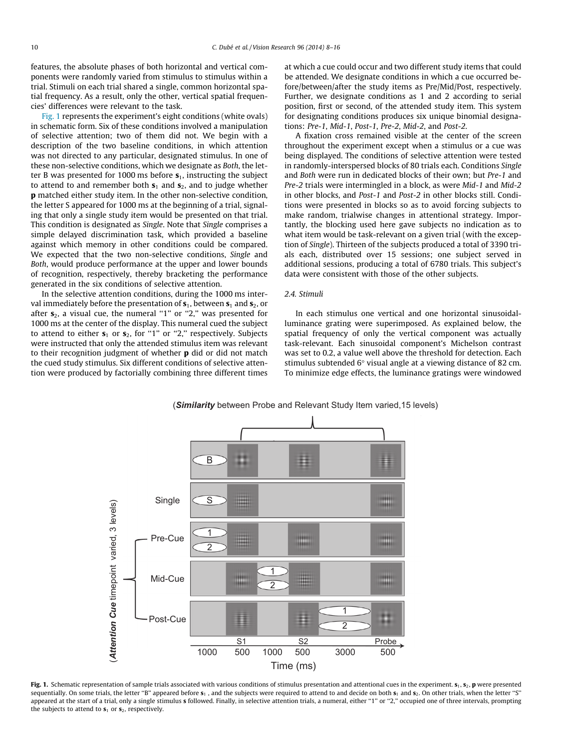features, the absolute phases of both horizontal and vertical components were randomly varied from stimulus to stimulus within a trial. Stimuli on each trial shared a single, common horizontal spatial frequency. As a result, only the other, vertical spatial frequencies' differences were relevant to the task.

Fig. 1 represents the experiment's eight conditions (white ovals) in schematic form. Six of these conditions involved a manipulation of selective attention; two of them did not. We begin with a description of the two baseline conditions, in which attention was not directed to any particular, designated stimulus. In one of these non-selective conditions, which we designate as *Both*, the letter B was presented for 1000 ms before $\mathbf{s}_1$, instructing the subject to attend to and remember both $\mathbf{s}_1$ and $\mathbf{s}_2$, and to judge whether $\mathbf{p}$ matched either study item. In the other non-selective condition, the letter S appeared for 1000 ms at the beginning of a trial, signaling that only a single study item would be presented on that trial. This condition is designated as *Single*. Note that *Single* comprises a simple delayed discrimination task, which provided a baseline against which memory in other conditions could be compared. We expected that the two non-selective conditions, *Single* and *Both*, would produce performance at the upper and lower bounds of recognition, respectively, thereby bracketing the performance generated in the six conditions of selective attention.

In the selective attention conditions, during the 1000 ms interval immediately before the presentation of $\mathbf{s}_1$, between $\mathbf{s}_1$ and $\mathbf{s}_2$, or after $\mathbf{s}_2$, a visual cue, the numeral "1" or "2," was presented for 1000 ms at the center of the display. This numeral cued the subject to attend to either $\mathbf{s}_1$ or $\mathbf{s}_2$, for "1" or "2," respectively. Subjects were instructed that only the attended stimulus item was relevant to their recognition judgment of whether $\mathbf{p}$ did or did not match the cued study stimulus. Six different conditions of selective attention were produced by factorially combining three different times at which a cue could occur and two different study items that could be attended. We designate conditions in which a cue occurred before/between/after the study items as Pre/Mid/Post, respectively. Further, we designate conditions as 1 and 2 according to serial position, first or second, of the attended study item. This system for designating conditions produces six unique binomial designations: *Pre-1*, *Mid-1*, *Post-1*, *Pre-2*, *Mid-2*, and *Post-2*.

A fixation cross remained visible at the center of the screen throughout the experiment except when a stimulus or a cue was being displayed. The conditions of selective attention were tested in randomly-interspersed blocks of 80 trials each. Conditions *Single* and *Both* were run in dedicated blocks of their own; but *Pre-1* and *Pre-2* trials were intermingled in a block, as were *Mid-1* and *Mid-2* in other blocks, and *Post-1* and *Post-2* in other blocks still. Conditions were presented in blocks so as to avoid forcing subjects to make random, trialwise changes in attentional strategy. Importantly, the blocking used here gave subjects no indication as to what item would be task-relevant on a given trial (with the exception of *Single*). Thirteen of the subjects produced a total of 3390 trials each, distributed over 15 sessions; one subject served in additional sessions, producing a total of 6780 trials. This subject's data were consistent with those of the other subjects.

### 2.4. Stimuli

In each stimulus one vertical and one horizontal sinusoidal-luminance grating were superimposed. As explained below, the spatial frequency of only the vertical component was actually task-relevant. Each sinusoidal component's Michelson contrast was set to 0.2, a value well above the threshold for detection. Each stimulus subtended 6° visual angle at a viewing distance of 82 cm. To minimize edge effects, the luminance gratings were windowed

**Fig. 1.** Schematic representation of sample trials associated with various conditions of stimulus presentation and attentional cues in the experiment. $\mathbf{s}_1$, $\mathbf{s}_2$, $\mathbf{p}$ were presented sequentially. On some trials, the letter "B" appeared before $\mathbf{s}_1$, and the subjects were required to attend to and decide on both $\mathbf{s}_1$ and $\mathbf{s}_2$. On other trials, when the letter "S" appeared at the start of a trial, only a single stimulus $\mathbf{s}$ followed. Finally, in selective attention trials, a numeral, either "1" or "2," occupied one of three intervals, prompting the subjects to attend to $\mathbf{s}_1$ or $\mathbf{s}_2$, respectively.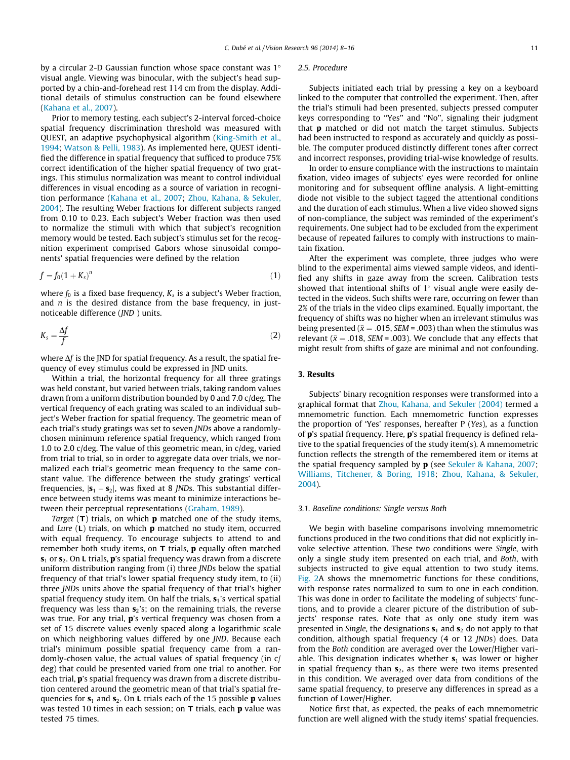by a circular 2-D Gaussian function whose space constant was 1° visual angle. Viewing was binocular, with the subject's head supported by a chin-and-forehead rest 114 cm from the display. Additional details of stimulus construction can be found elsewhere (Kahana et al., 2007).

Prior to memory testing, each subject's 2-interval forced-choice spatial frequency discrimination threshold was measured with QUEST, an adaptive psychophysical algorithm (King-Smith et al., 1994; Watson & Pelli, 1983). As implemented here, QUEST identified the difference in spatial frequency that sufficed to produce 75% correct identification of the higher spatial frequency of two gratings. This stimulus normalization was meant to control individual differences in visual encoding as a source of variation in recognition performance (Kahana et al., 2007; Zhou, Kahana, & Sekuler, 2004). The resulting Weber fractions for different subjects ranged from 0.10 to 0.23. Each subject's Weber fraction was then used to normalize the stimuli with which that subject's recognition memory would be tested. Each subject's stimulus set for the recognition experiment comprised Gabors whose sinusoidal components' spatial frequencies were defined by the relation

$$f = f_0(1 + K_s)^n \tag{1}$$

where $f_0$ is a fixed base frequency, $K_s$ is a subject's Weber fraction, and $n$ is the desired distance from the base frequency, in just-noticeable difference (*JND* ) units.

$$K_s = \frac{\Delta f}{f} \tag{2}$$

where $\Delta f$ is the JND for spatial frequency. As a result, the spatial frequency of evey stimulus could be expressed in JND units.

Within a trial, the horizontal frequency for all three gratings was held constant, but varied between trials, taking random values drawn from a uniform distribution bounded by 0 and 7.0 c/deg. The vertical frequency of each grating was scaled to an individual subject's Weber fraction for spatial frequency. The geometric mean of each trial's study gratings was set to seven *JND*s above a randomly-chosen minimum reference spatial frequency, which ranged from 1.0 to 2.0 c/deg. The value of this geometric mean, in c/deg, varied from trial to trial, so in order to aggregate data over trials, we normalized each trial's geometric mean frequency to the same constant value. The difference between the study gratings' vertical frequencies, $|\mathbf{s}_1 - \mathbf{s}_2|$, was fixed at 8 *JND*s. This substantial difference between study items was meant to minimize interactions between their perceptual representations (Graham, 1989).

*Target* (**T**) trials, on which **p** matched one of the study items, and *Lure* (**L**) trials, on which **p** matched no study item, occurred with equal frequency. To encourage subjects to attend to and remember both study items, on **T** trials, **p** equally often matched $\mathbf{s}_1$ or $\mathbf{s}_2$. On **L** trials, **p**'s spatial frequency was drawn from a discrete uniform distribution ranging from (i) three *JND*s below the spatial frequency of that trial's lower spatial frequency study item, to (ii) three *JND*s units above the spatial frequency of that trial's higher spatial frequency study item. On half the trials, $\mathbf{s}_1$'s vertical spatial frequency was less than $\mathbf{s}_2$'s; on the remaining trials, the reverse was true. For any trial, **p**'s vertical frequency was chosen from a set of 15 discrete values evenly spaced along a logarithmic scale on which neighboring values differed by one *JND*. Because each trial's minimum possible spatial frequency came from a randomly-chosen value, the actual values of spatial frequency (in c/deg) that could be presented varied from one trial to another. For each trial, **p**'s spatial frequency was drawn from a discrete distribution centered around the geometric mean of that trial's spatial frequencies for $\mathbf{s}_1$ and $\mathbf{s}_2$. On **L** trials each of the 15 possible **p** values was tested 10 times in each session; on **T** trials, each **p** value was tested 75 times.

### 2.5. Procedure

Subjects initiated each trial by pressing a key on a keyboard linked to the computer that controlled the experiment. Then, after the trial's stimuli had been presented, subjects pressed computer keys corresponding to "Yes" and "No", signaling their judgment that **p** matched or did not match the target stimulus. Subjects had been instructed to respond as accurately and quickly as possible. The computer produced distinctly different tones after correct and incorrect responses, providing trial-wise knowledge of results.

In order to ensure compliance with the instructions to maintain fixation, video images of subjects' eyes were recorded for online monitoring and for subsequent offline analysis. A light-emitting diode not visible to the subject tagged the attentional conditions and the duration of each stimulus. When a live video showed signs of non-compliance, the subject was reminded of the experiment's requirements. One subject had to be excluded from the experiment because of repeated failures to comply with instructions to maintain fixation.

After the experiment was complete, three judges who were blind to the experimental aims viewed sample videos, and identified any shifts in gaze away from the screen. Calibration tests showed that intentional shifts of 1° visual angle were easily detected in the videos. Such shifts were rare, occurring on fewer than 2% of the trials in the video clips examined. Equally important, the frequency of shifts was no higher when an irrelevant stimulus was being presented ($\bar{x} = .015$, $SEM = .003$) than when the stimulus was relevant ($\bar{x} = .018$, $SEM = .003$). We conclude that any effects that might result from shifts of gaze are minimal and not confounding.

## 3. Results

Subjects' binary recognition responses were transformed into a graphical format that Zhou, Kahana, and Sekuler (2004) termed a mnemometric function. Each mnemometric function expresses the proportion of 'Yes' responses, hereafter P (*Yes*), as a function of **p**'s spatial frequency. Here, **p**'s spatial frequency is defined relative to the spatial frequencies of the study item(s). A mnemometric function reflects the strength of the remembered item or items at the spatial frequency sampled by **p** (see Sekuler & Kahana, 2007; Williams, Titchener, & Boring, 1918; Zhou, Kahana, & Sekuler, 2004).

### 3.1. Baseline conditions: Single versus Both

We begin with baseline comparisons involving mnemometric functions produced in the two conditions that did not explicitly invoke selective attention. These two conditions were *Single*, with only a single study item presented on each trial, and *Both*, with subjects instructed to give equal attention to two study items. Fig. 2A shows the mnemometric functions for these conditions, with response rates normalized to sum to one in each condition. This was done in order to facilitate the modeling of subjects' functions, and to provide a clearer picture of the distribution of subjects' response rates. Note that as only one study item was presented in *Single*, the designations $\mathbf{s}_1$ and $\mathbf{s}_2$ do not apply to that condition, although spatial frequency (4 or 12 *JND*s) does. Data from the *Both* condition are averaged over the Lower/Higher variable. This designation indicates whether $\mathbf{s}_1$ was lower or higher in spatial frequency than $\mathbf{s}_2$, as there were two items presented in this condition. We averaged over data from conditions of the same spatial frequency, to preserve any differences in spread as a function of Lower/Higher.

Notice first that, as expected, the peaks of each mnemometric function are well aligned with the study items' spatial frequencies.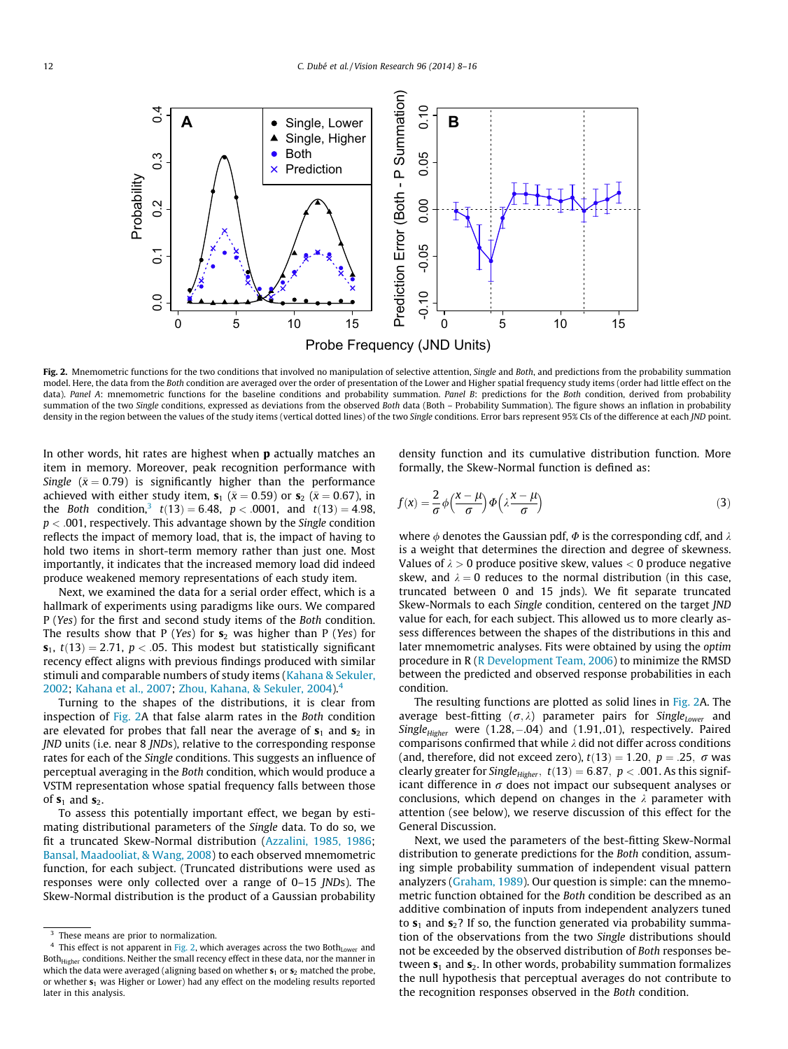**Fig. 2.** Mnemometric functions for the two conditions that involved no manipulation of selective attention, *Single* and *Both*, and predictions from the probability summation model. Here, the data from the *Both* condition are averaged over the order of presentation of the Lower and Higher spatial frequency study items (order had little effect on the data). *Panel A*: mnemometric functions for the baseline conditions and probability summation. *Panel B*: predictions for the *Both* condition, derived from probability summation of the two *Single* conditions, expressed as deviations from the observed *Both* data (Both – Probability Summation). The figure shows an inflation in probability density in the region between the values of the study items (vertical dotted lines) of the two *Single* conditions. Error bars represent 95% CIs of the difference at each *JND* point.

In other words, hit rates are highest when **p** actually matches an item in memory. Moreover, peak recognition performance with *Single* ($\bar{x} = 0.79$) is significantly higher than the performance achieved with either study item, $\mathbf{s}_1$ ($\bar{x} = 0.59$) or $\mathbf{s}_2$ ($\bar{x} = 0.67$), in the *Both* condition,[3] $t(13) = 6.48$, $p < .0001$, and $t(13) = 4.98$, $p < .001$, respectively. This advantage shown by the *Single* condition reflects the impact of memory load, that is, the impact of having to hold two items in short-term memory rather than just one. Most importantly, it indicates that the increased memory load did indeed produce weakened memory representations of each study item.

Next, we examined the data for a serial order effect, which is a hallmark of experiments using paradigms like ours. We compared P (*Yes*) for the first and second study items of the *Both* condition. The results show that P (*Yes*) for $\mathbf{s}_2$ was higher than P (*Yes*) for $\mathbf{s}_1$, $t(13) = 2.71$, $p < .05$. This modest but statistically significant recency effect aligns with previous findings produced with similar stimuli and comparable numbers of study items (Kahana & Sekuler, 2002; Kahana et al., 2007; Zhou, Kahana, & Sekuler, 2004).[4]

Turning to the shapes of the distributions, it is clear from inspection of Fig. 2A that false alarm rates in the *Both* condition are elevated for probes that fall near the average of $\mathbf{s}_1$ and $\mathbf{s}_2$ in *JND* units (i.e. near 8 *JND*s), relative to the corresponding response rates for each of the *Single* conditions. This suggests an influence of perceptual averaging in the *Both* condition, which would produce a VSTM representation whose spatial frequency falls between those of $\mathbf{s}_1$ and $\mathbf{s}_2$.

To assess this potentially important effect, we began by estimating distributional parameters of the *Single* data. To do so, we fit a truncated Skew-Normal distribution (Azzalini, 1985, 1986; Bansal, Maadooliat, & Wang, 2008) to each observed mnemometric function, for each subject. (Truncated distributions were used as responses were only collected over a range of 0–15 *JND*s). The Skew-Normal distribution is the product of a Gaussian probability density function and its cumulative distribution function. More formally, the Skew-Normal function is defined as:

$$f(x) = \frac{2}{\sigma}\phi\left(\frac{x-\mu}{\sigma}\right)\Phi\left(\lambda\frac{x-\mu}{\sigma}\right) \tag{3}$$

where $\phi$ denotes the Gaussian pdf, $\Phi$ is the corresponding cdf, and $\lambda$ is a weight that determines the direction and degree of skewness. Values of $\lambda > 0$ produce positive skew, values $< 0$ produce negative skew, and $\lambda = 0$ reduces to the normal distribution (in this case, truncated between 0 and 15 jnds). We fit separate truncated Skew-Normals to each *Single* condition, centered on the target *JND* value for each, for each subject. This allowed us to more clearly assess differences between the shapes of the distributions in this and later mnemometric analyses. Fits were obtained by using the *optim* procedure in R (R Development Team, 2006) to minimize the RMSD between the predicted and observed response probabilities in each condition.

The resulting functions are plotted as solid lines in Fig. 2A. The average best-fitting $(\sigma, \lambda)$ parameter pairs for $Single_{Lower}$ and $Single_{Higher}$ were $(1.28, -.04)$ and $(1.91, .01)$, respectively. Paired comparisons confirmed that while $\lambda$ did not differ across conditions (and, therefore, did not exceed zero), $t(13) = 1.20$, $p = .25$, $\sigma$ was clearly greater for $Single_{Higher}$, $t(13) = 6.87$, $p < .001$. As this significant difference in $\sigma$ does not impact our subsequent analyses or conclusions, which depend on changes in the $\lambda$ parameter with attention (see below), we reserve discussion of this effect for the General Discussion.

Next, we used the parameters of the best-fitting Skew-Normal distribution to generate predictions for the *Both* condition, assuming simple probability summation of independent visual pattern analyzers (Graham, 1989). Our question is simple: can the mnemometric function obtained for the *Both* condition be described as an additive combination of inputs from independent analyzers tuned to $\mathbf{s}_1$ and $\mathbf{s}_2$? If so, the function generated via probability summation of the observations from the two *Single* distributions should not be exceeded by the observed distribution of *Both* responses between $\mathbf{s}_1$ and $\mathbf{s}_2$. In other words, probability summation formalizes the null hypothesis that perceptual averages do not contribute to the recognition responses observed in the *Both* condition.

---

[3] These means are prior to normalization.

[4] This effect is not apparent in Fig. 2, which averages across the two $Both_{Lower}$ and $Both_{Higher}$ conditions. Neither the small recency effect in these data, nor the manner in which the data were averaged (aligning based on whether $\mathbf{s}_1$ or $\mathbf{s}_2$ matched the probe, or whether $\mathbf{s}_1$ was Higher or Lower) had any effect on the modeling results reported later in this analysis.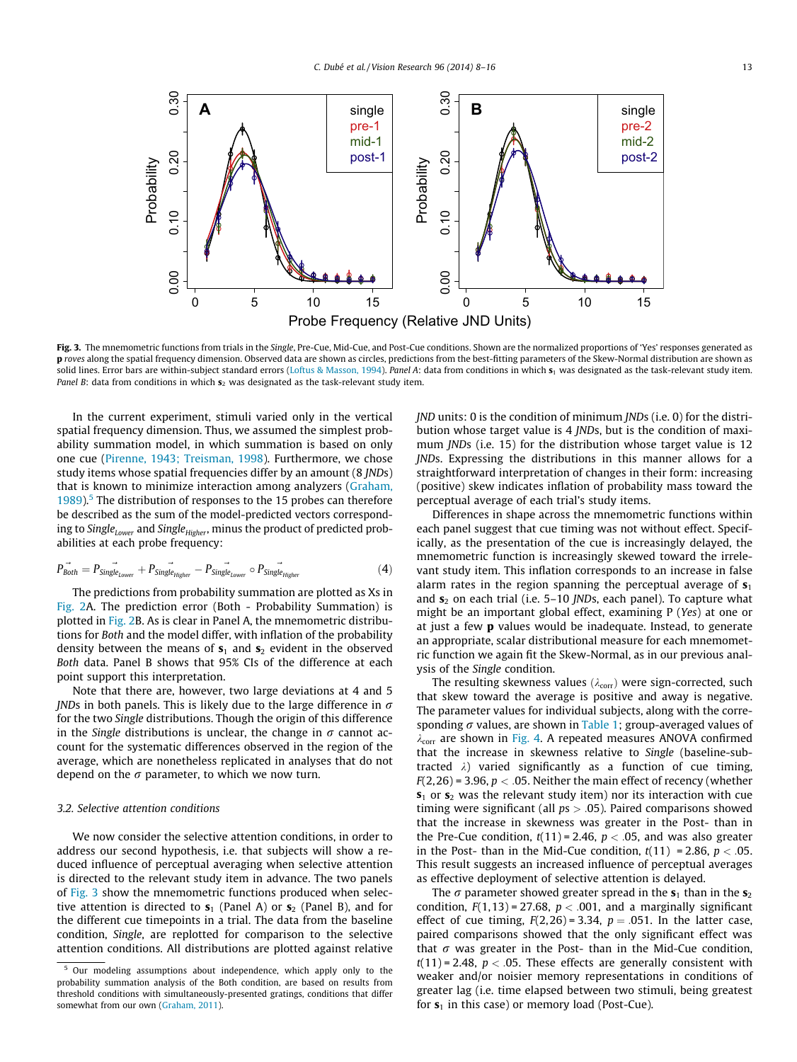**Fig. 3.** The mnemometric functions from trials in the *Single*, Pre-Cue, Mid-Cue, and Post-Cue conditions. Shown are the normalized proportions of 'Yes' responses generated as **p** *roves* along the spatial frequency dimension. Observed data are shown as circles, predictions from the best-fitting parameters of the Skew-Normal distribution are shown as solid lines. Error bars are within-subject standard errors (Loftus & Masson, 1994). *Panel A*: data from conditions in which $\mathbf{s}_1$ was designated as the task-relevant study item. *Panel B*: data from conditions in which $\mathbf{s}_2$ was designated as the task-relevant study item.

In the current experiment, stimuli varied only in the vertical spatial frequency dimension. Thus, we assumed the simplest probability summation model, in which summation is based on only one cue (Pirenne, 1943; Treisman, 1998). Furthermore, we chose study items whose spatial frequencies differ by an amount (8 *JNDs*) that is known to minimize interaction among analyzers (Graham, 1989).[5] The distribution of responses to the 15 probes can therefore be described as the sum of the model-predicted vectors corresponding to $Single_{Lower}$ and $Single_{Higher}$, minus the product of predicted probabilities at each probe frequency:

$$\vec{P}_{Both} = \vec{P}_{Single_{Lower}} + \vec{P}_{Single_{Higher}} - \vec{P}_{Single_{Lower}} \circ \vec{P}_{Single_{Higher}} \tag{4}$$

The predictions from probability summation are plotted as Xs in Fig. 2A. The prediction error (Both - Probability Summation) is plotted in Fig. 2B. As is clear in Panel A, the mnemometric distributions for *Both* and the model differ, with inflation of the probability density between the means of $\mathbf{s}_1$ and $\mathbf{s}_2$ evident in the observed *Both* data. Panel B shows that 95% CIs of the difference at each point support this interpretation.

Note that there are, however, two large deviations at 4 and 5 *JNDs* in both panels. This is likely due to the large difference in $\sigma$ for the two *Single* distributions. Though the origin of this difference in the *Single* distributions is unclear, the change in $\sigma$ cannot account for the systematic differences observed in the region of the average, which are nonetheless replicated in analyses that do not depend on the $\sigma$ parameter, to which we now turn.

### 3.2. Selective attention conditions

We now consider the selective attention conditions, in order to address our second hypothesis, i.e. that subjects will show a reduced influence of perceptual averaging when selective attention is directed to the relevant study item in advance. The two panels of Fig. 3 show the mnemometric functions produced when selective attention is directed to $\mathbf{s}_1$ (Panel A) or $\mathbf{s}_2$ (Panel B), and for the different cue timepoints in a trial. The data from the baseline condition, *Single*, are replotted for comparison to the selective attention conditions. All distributions are plotted against relative *JND* units: 0 is the condition of minimum *JNDs* (i.e. 0) for the distribution whose target value is 4 *JNDs*, but is the condition of maximum *JNDs* (i.e. 15) for the distribution whose target value is 12 *JNDs*. Expressing the distributions in this manner allows for a straightforward interpretation of changes in their form: increasing (positive) skew indicates inflation of probability mass toward the perceptual average of each trial's study items.

Differences in shape across the mnemometric functions within each panel suggest that cue timing was not without effect. Specifically, as the presentation of the cue is increasingly delayed, the mnemometric function is increasingly skewed toward the irrelevant study item. This inflation corresponds to an increase in false alarm rates in the region spanning the perceptual average of $\mathbf{s}_1$ and $\mathbf{s}_2$ on each trial (i.e. 5–10 *JNDs*, each panel). To capture what might be an important global effect, examining P (*Yes*) at one or at just a few **p** values would be inadequate. Instead, to generate an appropriate, scalar distributional measure for each mnemometric function we again fit the Skew-Normal, as in our previous analysis of the *Single* condition.

The resulting skewness values ($\lambda_{corr}$) were sign-corrected, such that skew toward the average is positive and away is negative. The parameter values for individual subjects, along with the corresponding $\sigma$ values, are shown in Table 1; group-averaged values of $\lambda_{corr}$ are shown in Fig. 4. A repeated measures ANOVA confirmed that the increase in skewness relative to *Single* (baseline-subtracted $\lambda$) varied significantly as a function of cue timing, $F(2,26) = 3.96$, $p < .05$. Neither the main effect of recency (whether $\mathbf{s}_1$ or $\mathbf{s}_2$ was the relevant study item) nor its interaction with cue timing were significant (all $ps > .05$). Paired comparisons showed that the increase in skewness was greater in the Post- than in the Pre-Cue condition, $t(11) = 2.46$, $p < .05$, and was also greater in the Post- than in the Mid-Cue condition, $t(11) = 2.86$, $p < .05$. This result suggests an increased influence of perceptual averages as effective deployment of selective attention is delayed.

The $\sigma$ parameter showed greater spread in the $\mathbf{s}_1$ than in the $\mathbf{s}_2$ condition, $F(1,13) = 27.68$, $p < .001$, and a marginally significant effect of cue timing, $F(2,26) = 3.34$, $p = .051$. In the latter case, paired comparisons showed that the only significant effect was that $\sigma$ was greater in the Post- than in the Mid-Cue condition, $t(11) = 2.48$, $p < .05$. These effects are generally consistent with weaker and/or noisier memory representations in conditions of greater lag (i.e. time elapsed between two stimuli, being greatest for $\mathbf{s}_1$ in this case) or memory load (Post-Cue).

[5] Our modeling assumptions about independence, which apply only to the probability summation analysis of the Both condition, are based on results from threshold conditions with simultaneously-presented gratings, conditions that differ somewhat from our own (Graham, 2011).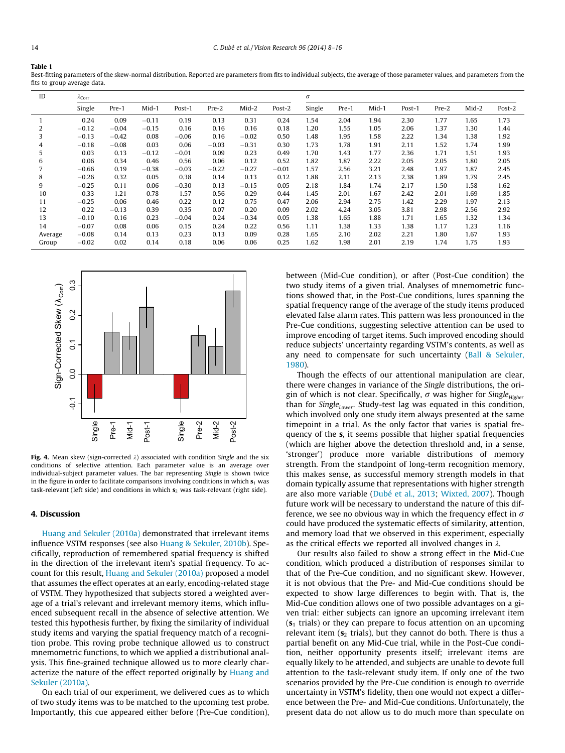**Table 1**
Best-fitting parameters of the skew-normal distribution. Reported are parameters from fits to individual subjects, the average of those parameter values, and parameters from the fits to group average data.

| ID | $\lambda_{Corr}$ | | | | | | | $\sigma$ | | | | | | |
|---|---|---|---|---|---|---|---|---|---|---|---|---|---|---|
| | Single | Pre-1 | Mid-1 | Post-1 | Pre-2 | Mid-2 | Post-2 | Single | Pre-1 | Mid-1 | Post-1 | Pre-2 | Mid-2 | Post-2 |
| 1 | 0.24 | 0.09 | −0.11 | 0.19 | 0.13 | 0.31 | 0.24 | 1.54 | 2.04 | 1.94 | 2.30 | 1.77 | 1.65 | 1.73 |
| 2 | −0.12 | −0.04 | −0.15 | 0.16 | 0.16 | 0.16 | 0.18 | 1.20 | 1.55 | 1.05 | 2.06 | 1.37 | 1.30 | 1.44 |
| 3 | −0.13 | −0.42 | 0.08 | −0.06 | 0.16 | −0.02 | 0.50 | 1.48 | 1.95 | 1.58 | 2.22 | 1.34 | 1.38 | 1.92 |
| 4 | −0.18 | −0.08 | 0.03 | 0.06 | −0.03 | −0.31 | 0.30 | 1.73 | 1.78 | 1.91 | 2.11 | 1.52 | 1.74 | 1.99 |
| 5 | 0.03 | 0.13 | −0.12 | −0.01 | 0.09 | 0.23 | 0.49 | 1.70 | 1.43 | 1.77 | 2.36 | 1.71 | 1.51 | 1.93 |
| 6 | 0.06 | 0.34 | 0.46 | 0.56 | 0.06 | 0.12 | 0.52 | 1.82 | 1.87 | 2.22 | 2.05 | 2.05 | 1.80 | 2.05 |
| 7 | −0.66 | 0.19 | −0.38 | −0.03 | −0.22 | −0.27 | −0.01 | 1.57 | 2.56 | 3.21 | 2.48 | 1.97 | 1.87 | 2.45 |
| 8 | −0.26 | 0.32 | 0.05 | 0.38 | 0.14 | 0.13 | 0.12 | 1.88 | 2.11 | 2.13 | 2.38 | 1.89 | 1.79 | 2.45 |
| 9 | −0.25 | 0.11 | 0.06 | −0.30 | 0.13 | −0.15 | 0.05 | 2.18 | 1.84 | 1.74 | 2.17 | 1.50 | 1.58 | 1.62 |
| 10 | 0.33 | 1.21 | 0.78 | 1.57 | 0.56 | 0.29 | 0.44 | 1.45 | 2.01 | 1.67 | 2.42 | 2.01 | 1.69 | 1.85 |
| 11 | −0.25 | 0.06 | 0.46 | 0.22 | 0.12 | 0.75 | 0.47 | 2.06 | 2.94 | 2.75 | 1.42 | 2.29 | 1.97 | 2.13 |
| 12 | 0.22 | −0.13 | 0.39 | 0.35 | 0.07 | 0.20 | 0.09 | 2.02 | 4.24 | 3.05 | 3.81 | 2.98 | 2.56 | 2.92 |
| 13 | −0.10 | 0.16 | 0.23 | −0.04 | 0.24 | −0.34 | 0.05 | 1.38 | 1.65 | 1.88 | 1.71 | 1.65 | 1.32 | 1.34 |
| 14 | −0.07 | 0.08 | 0.06 | 0.15 | 0.24 | 0.22 | 0.56 | 1.11 | 1.38 | 1.33 | 1.38 | 1.17 | 1.23 | 1.16 |
| Average | −0.08 | 0.14 | 0.13 | 0.23 | 0.13 | 0.09 | 0.28 | 1.65 | 2.10 | 2.02 | 2.21 | 1.80 | 1.67 | 1.93 |
| Group | −0.02 | 0.02 | 0.14 | 0.18 | 0.06 | 0.06 | 0.25 | 1.62 | 1.98 | 2.01 | 2.19 | 1.74 | 1.75 | 1.93 |

**Fig. 4.** Mean skew (sign-corrected $\lambda$) associated with condition *Single* and the six conditions of selective attention. Each parameter value is an average over individual-subject parameter values. The bar representing *Single* is shown twice in the figure in order to facilitate comparisons involving conditions in which $\mathbf{s}_1$ was task-relevant (left side) and conditions in which $\mathbf{s}_2$ was task-relevant (right side).

## 4. Discussion

Huang and Sekuler (2010a) demonstrated that irrelevant items influence VSTM responses (see also Huang & Sekuler, 2010b). Specifically, reproduction of remembered spatial frequency is shifted in the direction of the irrelevant item's spatial frequency. To account for this result, Huang and Sekuler (2010a) proposed a model that assumes the effect operates at an early, encoding-related stage of VSTM. They hypothesized that subjects stored a weighted average of a trial's relevant and irrelevant memory items, which influenced subsequent recall in the absence of selective attention. We tested this hypothesis further, by fixing the similarity of individual study items and varying the spatial frequency match of a recognition probe. This roving probe technique allowed us to construct mnemometric functions, to which we applied a distributional analysis. This fine-grained technique allowed us to more clearly characterize the nature of the effect reported originally by Huang and Sekuler (2010a).

On each trial of our experiment, we delivered cues as to which of two study items was to be matched to the upcoming test probe. Importantly, this cue appeared either before (Pre-Cue condition), between (Mid-Cue condition), or after (Post-Cue condition) the two study items of a given trial. Analyses of mnemometric functions showed that, in the Post-Cue conditions, lures spanning the spatial frequency range of the average of the study items produced elevated false alarm rates. This pattern was less pronounced in the Pre-Cue conditions, suggesting selective attention can be used to improve encoding of target items. Such improved encoding should reduce subjects' uncertainty regarding VSTM's contents, as well as any need to compensate for such uncertainty (Ball & Sekuler, 1980).

Though the effects of our attentional manipulation are clear, there were changes in variance of the *Single* distributions, the origin of which is not clear. Specifically, $\sigma$ was higher for $Single_{Higher}$ than for $Single_{Lower}$. Study-test lag was equated in this condition, which involved only one study item always presented at the same timepoint in a trial. As the only factor that varies is spatial frequency of the $\mathbf{s}$, it seems possible that higher spatial frequencies (which are higher above the detection threshold and, in a sense, 'stronger') produce more variable distributions of memory strength. From the standpoint of long-term recognition memory, this makes sense, as successful memory strength models in that domain typically assume that representations with higher strength are also more variable (Dubé et al., 2013; Wixted, 2007). Though future work will be necessary to understand the nature of this difference, we see no obvious way in which the frequency effect in $\sigma$ could have produced the systematic effects of similarity, attention, and memory load that we observed in this experiment, especially as the critical effects we reported all involved changes in $\lambda$.

Our results also failed to show a strong effect in the Mid-Cue condition, which produced a distribution of responses similar to that of the Pre-Cue condition, and no significant skew. However, it is not obvious that the Pre- and Mid-Cue conditions should be expected to show large differences to begin with. That is, the Mid-Cue condition allows one of two possible advantages on a given trial: either subjects can ignore an upcoming irrelevant item ($\mathbf{s}_1$ trials) or they can prepare to focus attention on an upcoming relevant item ($\mathbf{s}_2$ trials), but they cannot do both. There is thus a partial benefit on any Mid-Cue trial, while in the Post-Cue condition, neither opportunity presents itself; irrelevant items are equally likely to be attended, and subjects are unable to devote full attention to the task-relevant study item. If only one of the two scenarios provided by the Pre-Cue condition is enough to override uncertainty in VSTM's fidelity, then one would not expect a difference between the Pre- and Mid-Cue conditions. Unfortunately, the present data do not allow us to do much more than speculate on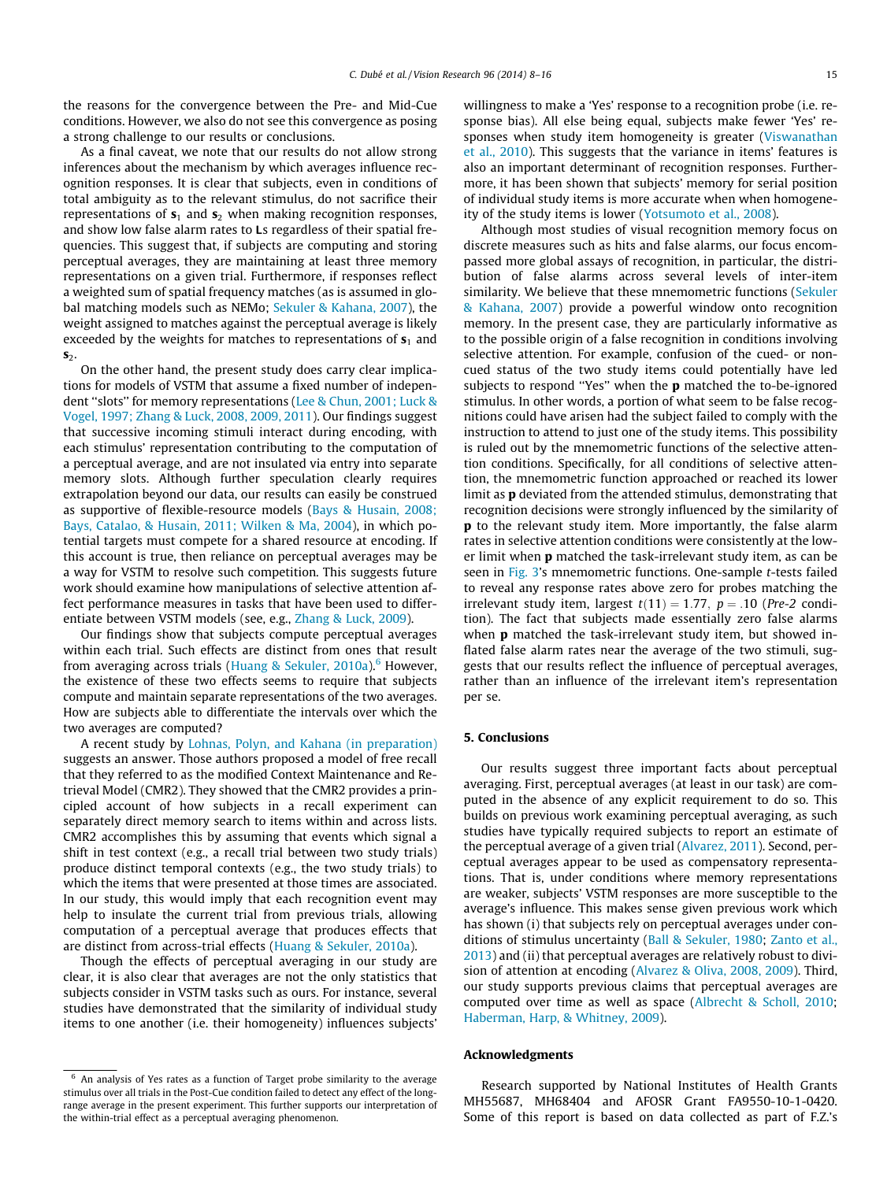the reasons for the convergence between the Pre- and Mid-Cue conditions. However, we also do not see this convergence as posing a strong challenge to our results or conclusions.

As a final caveat, we note that our results do not allow strong inferences about the mechanism by which averages influence recognition responses. It is clear that subjects, even in conditions of total ambiguity as to the relevant stimulus, do not sacrifice their representations of $\mathbf{s}_1$ and $\mathbf{s}_2$ when making recognition responses, and show low false alarm rates to **L**s regardless of their spatial frequencies. This suggest that, if subjects are computing and storing perceptual averages, they are maintaining at least three memory representations on a given trial. Furthermore, if responses reflect a weighted sum of spatial frequency matches (as is assumed in global matching models such as NEMo; Sekuler & Kahana, 2007), the weight assigned to matches against the perceptual average is likely exceeded by the weights for matches to representations of $\mathbf{s}_1$ and $\mathbf{s}_2$.

On the other hand, the present study does carry clear implications for models of VSTM that assume a fixed number of independent "slots" for memory representations (Lee & Chun, 2001; Luck & Vogel, 1997; Zhang & Luck, 2008, 2009, 2011). Our findings suggest that successive incoming stimuli interact during encoding, with each stimulus' representation contributing to the computation of a perceptual average, and are not insulated via entry into separate memory slots. Although further speculation clearly requires extrapolation beyond our data, our results can easily be construed as supportive of flexible-resource models (Bays & Husain, 2008; Bays, Catalao, & Husain, 2011; Wilken & Ma, 2004), in which potential targets must compete for a shared resource at encoding. If this account is true, then reliance on perceptual averages may be a way for VSTM to resolve such competition. This suggests future work should examine how manipulations of selective attention affect performance measures in tasks that have been used to differentiate between VSTM models (see, e.g., Zhang & Luck, 2009).

Our findings show that subjects compute perceptual averages within each trial. Such effects are distinct from ones that result from averaging across trials (Huang & Sekuler, 2010a).[6] However, the existence of these two effects seems to require that subjects compute and maintain separate representations of the two averages. How are subjects able to differentiate the intervals over which the two averages are computed?

A recent study by Lohnas, Polyn, and Kahana (in preparation) suggests an answer. Those authors proposed a model of free recall that they referred to as the modified Context Maintenance and Retrieval Model (CMR2). They showed that the CMR2 provides a principled account of how subjects in a recall experiment can separately direct memory search to items within and across lists. CMR2 accomplishes this by assuming that events which signal a shift in test context (e.g., a recall trial between two study trials) produce distinct temporal contexts (e.g., the two study trials) to which the items that were presented at those times are associated. In our study, this would imply that each recognition event may help to insulate the current trial from previous trials, allowing computation of a perceptual average that produces effects that are distinct from across-trial effects (Huang & Sekuler, 2010a).

Though the effects of perceptual averaging in our study are clear, it is also clear that averages are not the only statistics that subjects consider in VSTM tasks such as ours. For instance, several studies have demonstrated that the similarity of individual study items to one another (i.e. their homogeneity) influences subjects' willingness to make a 'Yes' response to a recognition probe (i.e. response bias). All else being equal, subjects make fewer 'Yes' responses when study item homogeneity is greater (Viswanathan et al., 2010). This suggests that the variance in items' features is also an important determinant of recognition responses. Furthermore, it has been shown that subjects' memory for serial position of individual study items is more accurate when when homogeneity of the study items is lower (Yotsumoto et al., 2008).

Although most studies of visual recognition memory focus on discrete measures such as hits and false alarms, our focus encompassed more global assays of recognition, in particular, the distribution of false alarms across several levels of inter-item similarity. We believe that these mnemometric functions (Sekuler & Kahana, 2007) provide a powerful window onto recognition memory. In the present case, they are particularly informative as to the possible origin of a false recognition in conditions involving selective attention. For example, confusion of the cued- or non-cued status of the two study items could potentially have led subjects to respond "Yes" when the **p** matched the to-be-ignored stimulus. In other words, a portion of what seem to be false recognitions could have arisen had the subject failed to comply with the instruction to attend to just one of the study items. This possibility is ruled out by the mnemometric functions of the selective attention conditions. Specifically, for all conditions of selective attention, the mnemometric function approached or reached its lower limit as **p** deviated from the attended stimulus, demonstrating that recognition decisions were strongly influenced by the similarity of **p** to the relevant study item. More importantly, the false alarm rates in selective attention conditions were consistently at the lower limit when **p** matched the task-irrelevant study item, as can be seen in Fig. 3's mnemometric functions. One-sample *t*-tests failed to reveal any response rates above zero for probes matching the irrelevant study item, largest $t(11) = 1.77$, $p = .10$ (*Pre-2* condition). The fact that subjects made essentially zero false alarms when **p** matched the task-irrelevant study item, but showed inflated false alarm rates near the average of the two stimuli, suggests that our results reflect the influence of perceptual averages, rather than an influence of the irrelevant item's representation per se.

## 5. Conclusions

Our results suggest three important facts about perceptual averaging. First, perceptual averages (at least in our task) are computed in the absence of any explicit requirement to do so. This builds on previous work examining perceptual averaging, as such studies have typically required subjects to report an estimate of the perceptual average of a given trial (Alvarez, 2011). Second, perceptual averages appear to be used as compensatory representations. That is, under conditions where memory representations are weaker, subjects' VSTM responses are more susceptible to the average's influence. This makes sense given previous work which has shown (i) that subjects rely on perceptual averages under conditions of stimulus uncertainty (Ball & Sekuler, 1980; Zanto et al., 2013) and (ii) that perceptual averages are relatively robust to division of attention at encoding (Alvarez & Oliva, 2008, 2009). Third, our study supports previous claims that perceptual averages are computed over time as well as space (Albrecht & Scholl, 2010; Haberman, Harp, & Whitney, 2009).

## Acknowledgments

Research supported by National Institutes of Health Grants MH55687, MH68404 and AFOSR Grant FA9550-10-1-0420. Some of this report is based on data collected as part of F.Z.'s

[6] An analysis of Yes rates as a function of Target probe similarity to the average stimulus over all trials in the Post-Cue condition failed to detect any effect of the long-range average in the present experiment. This further supports our interpretation of the within-trial effect as a perceptual averaging phenomenon.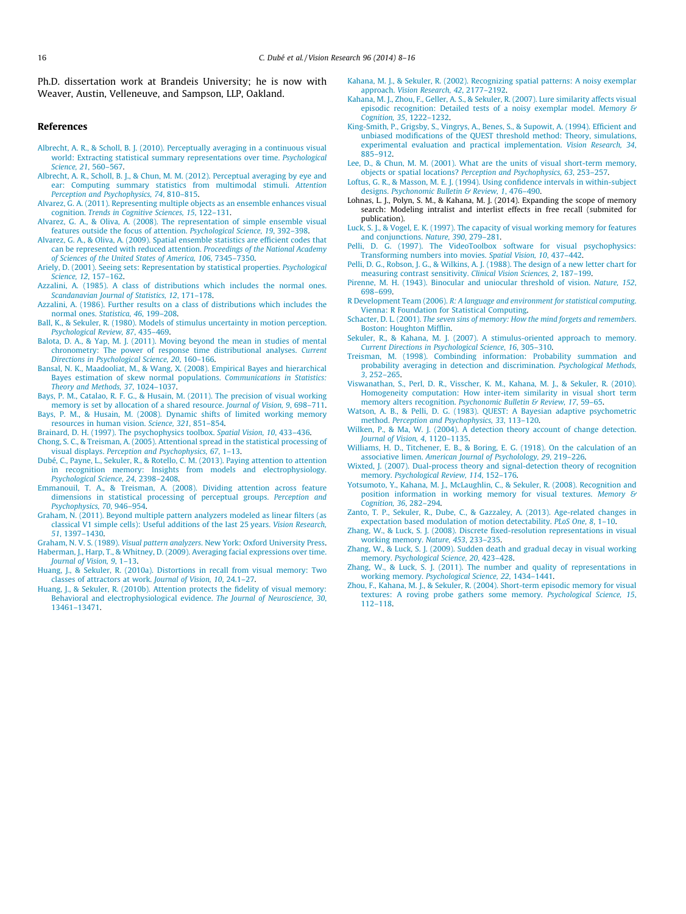Ph.D. dissertation work at Brandeis University; he is now with Weaver, Austin, Velleneuve, and Sampson, LLP, Oakland.

## References

Albrecht, A. R., & Scholl, B. J. (2010). Perceptually averaging in a continuous visual world: Extracting statistical summary representations over time. *Psychological Science, 21*, 560–567.

Albrecht, A. R., Scholl, B. J., & Chun, M. M. (2012). Perceptual averaging by eye and ear: Computing summary statistics from multimodal stimuli. *Attention Perception and Psychophysics, 74*, 810–815.

Alvarez, G. A. (2011). Representing multiple objects as an ensemble enhances visual cognition. *Trends in Cognitive Sciences, 15*, 122–131.

Alvarez, G. A., & Oliva, A. (2008). The representation of simple ensemble visual features outside the focus of attention. *Psychological Science, 19*, 392–398.

Alvarez, G. A., & Oliva, A. (2009). Spatial ensemble statistics are efficient codes that can be represented with reduced attention. *Proceedings of the National Academy of Sciences of the United States of America, 106*, 7345–7350.

Ariely, D. (2001). Seeing sets: Representation by statistical properties. *Psychological Science, 12*, 157–162.

Azzalini, A. (1985). A class of distributions which includes the normal ones. *Scandanavian Journal of Statistics, 12*, 171–178.

Azzalini, A. (1986). Further results on a class of distributions which includes the normal ones. *Statistica, 46*, 199–208.

Ball, K., & Sekuler, R. (1980). Models of stimulus uncertainty in motion perception. *Psychological Review, 87*, 435–469.

Balota, D. A., & Yap, M. J. (2011). Moving beyond the mean in studies of mental chronometry: The power of response time distributional analyses. *Current Directions in Psychological Science, 20*, 160–166.

Bansal, N. K., Maadooliat, M., & Wang, X. (2008). Empirical Bayes and hierarchical Bayes estimation of skew normal populations. *Communications in Statistics: Theory and Methods, 37*, 1024–1037.

Bays, P. M., Catalao, R. F. G., & Husain, M. (2011). The precision of visual working memory is set by allocation of a shared resource. *Journal of Vision, 9*, 698–711.

Bays, P. M., & Husain, M. (2008). Dynamic shifts of limited working memory resources in human vision. *Science, 321*, 851–854.

Brainard, D. H. (1997). The psychophysics toolbox. *Spatial Vision, 10*, 433–436.

Chong, S. C., & Treisman, A. (2005). Attentional spread in the statistical processing of visual displays. *Perception and Psychophysics, 67*, 1–13.

Dubé, C., Payne, L., Sekuler, R., & Rotello, C. M. (2013). Paying attention to attention in recognition memory: Insights from models and electrophysiology. *Psychological Science, 24*, 2398–2408.

Emmanouil, T. A., & Treisman, A. (2008). Dividing attention across feature dimensions in statistical processing of perceptual groups. *Perception and Psychophysics, 70*, 946–954.

Graham, N. (2011). Beyond multiple pattern analyzers modeled as linear filters (as classical V1 simple cells): Useful additions of the last 25 years. *Vision Research, 51*, 1397–1430.

Graham, N. V. S. (1989). *Visual pattern analyzers*. New York: Oxford University Press.

Haberman, J., Harp, T., & Whitney, D. (2009). Averaging facial expressions over time. *Journal of Vision, 9*, 1–13.

Huang, J., & Sekuler, R. (2010a). Distortions in recall from visual memory: Two classes of attractors at work. *Journal of Vision, 10*, 24.1–27.

Huang, J., & Sekuler, R. (2010b). Attention protects the fidelity of visual memory: Behavioral and electrophysiological evidence. *The Journal of Neuroscience, 30*, 13461–13471.

Kahana, M. J., & Sekuler, R. (2002). Recognizing spatial patterns: A noisy exemplar approach. *Vision Research, 42*, 2177–2192.

Kahana, M. J., Zhou, F., Geller, A. S., & Sekuler, R. (2007). Lure similarity affects visual episodic recognition: Detailed tests of a noisy exemplar model. *Memory & Cognition, 35*, 1222–1232.

King-Smith, P., Grigsby, S., Vingrys, A., Benes, S., & Supowit, A. (1994). Efficient and unbiased modifications of the QUEST threshold method: Theory, simulations, experimental evaluation and practical implementation. *Vision Research, 34*, 885–912.

Lee, D., & Chun, M. M. (2001). What are the units of visual short-term memory, objects or spatial locations? *Perception and Psychophysics, 63*, 253–257.

Loftus, G. R., & Masson, M. E. J. (1994). Using confidence intervals in within-subject designs. *Psychonomic Bulletin & Review, 1*, 476–490.

Lohnas, L. J., Polyn, S. M., & Kahana, M. J. (2014). Expanding the scope of memory search: Modeling intralist and interlist effects in free recall (submited for publication).

Luck, S. J., & Vogel, E. K. (1997). The capacity of visual working memory for features and conjunctions. *Nature, 390*, 279–281.

Pelli, D. G. (1997). The VideoToolbox software for visual psychophysics: Transforming numbers into movies. *Spatial Vision, 10*, 437–442.

Pelli, D. G., Robson, J. G., & Wilkins, A. J. (1988). The design of a new letter chart for measuring contrast sensitivity. *Clinical Vision Sciences, 2*, 187–199.

Pirenne, M. H. (1943). Binocular and uniocular threshold of vision. *Nature, 152*, 698–699.

R Development Team (2006). *R: A language and environment for statistical computing*. Vienna: R Foundation for Statistical Computing.

Schacter, D. L. (2001). *The seven sins of memory: How the mind forgets and remembers*. Boston: Houghton Mifflin.

Sekuler, R., & Kahana, M. J. (2007). A stimulus-oriented approach to memory. *Current Directions in Psychological Science, 16*, 305–310.

Treisman, M. (1998). Combining information: Probability summation and probability averaging in detection and discrimination. *Psychological Methods, 3*, 252–265.

Viswanathan, S., Perl, D. R., Visscher, K. M., Kahana, M. J., & Sekuler, R. (2010). Homogeneity computation: How inter-item similarity in visual short term memory alters recognition. *Psychonomic Bulletin & Review, 17*, 59–65.

Watson, A. B., & Pelli, D. G. (1983). QUEST: A Bayesian adaptive psychometric method. *Perception and Psychophysics, 33*, 113–120.

Wilken, P., & Ma, W. J. (2004). A detection theory account of change detection. *Journal of Vision, 4*, 1120–1135.

Williams, H. D., Titchener, E. B., & Boring, E. G. (1918). On the calculation of an associative limen. *American Journal of Psycholology, 29*, 219–226.

Wixted, J. (2007). Dual-process theory and signal-detection theory of recognition memory. *Psychological Review, 114*, 152–176.

Yotsumoto, Y., Kahana, M. J., McLaughlin, C., & Sekuler, R. (2008). Recognition and position information in working memory for visual textures. *Memory & Cognition, 36*, 282–294.

Zanto, T. P., Sekuler, R., Dube, C., & Gazzaley, A. (2013). Age-related changes in expectation based modulation of motion detectability. *PLoS One, 8*, 1–10.

Zhang, W., & Luck, S. J. (2008). Discrete fixed-resolution representations in visual working memory. *Nature, 453*, 233–235.

Zhang, W., & Luck, S. J. (2009). Sudden death and gradual decay in visual working memory. *Psychological Science, 20*, 423–428.

Zhang, W., & Luck, S. J. (2011). The number and quality of representations in working memory. *Psychological Science, 22*, 1434–1441.

Zhou, F., Kahana, M. J., & Sekuler, R. (2004). Short-term episodic memory for visual textures: A roving probe gathers some memory. *Psychological Science, 15*, 112–118.